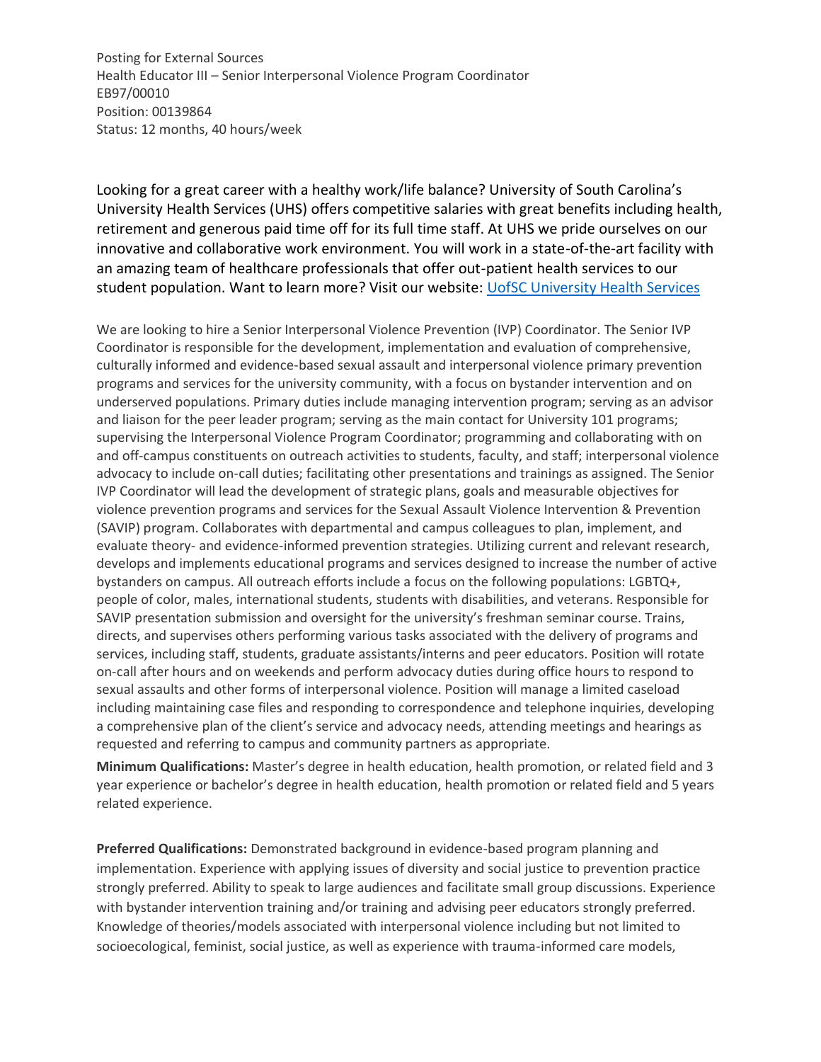Posting for External Sources
Health Educator III – Senior Interpersonal Violence Program Coordinator
EB97/00010
Position: 00139864
Status: 12 months, 40 hours/week

Looking for a great career with a healthy work/life balance? University of South Carolina's University Health Services (UHS) offers competitive salaries with great benefits including health, retirement and generous paid time off for its full time staff. At UHS we pride ourselves on our innovative and collaborative work environment. You will work in a state-of-the-art facility with an amazing team of healthcare professionals that offer out-patient health services to our student population. Want to learn more? Visit our website: [UofSC University Health Services]()

We are looking to hire a Senior Interpersonal Violence Prevention (IVP) Coordinator. The Senior IVP Coordinator is responsible for the development, implementation and evaluation of comprehensive, culturally informed and evidence-based sexual assault and interpersonal violence primary prevention programs and services for the university community, with a focus on bystander intervention and on underserved populations. Primary duties include managing intervention program; serving as an advisor and liaison for the peer leader program; serving as the main contact for University 101 programs; supervising the Interpersonal Violence Program Coordinator; programming and collaborating with on and off-campus constituents on outreach activities to students, faculty, and staff; interpersonal violence advocacy to include on-call duties; facilitating other presentations and trainings as assigned. The Senior IVP Coordinator will lead the development of strategic plans, goals and measurable objectives for violence prevention programs and services for the Sexual Assault Violence Intervention & Prevention (SAVIP) program. Collaborates with departmental and campus colleagues to plan, implement, and evaluate theory- and evidence-informed prevention strategies. Utilizing current and relevant research, develops and implements educational programs and services designed to increase the number of active bystanders on campus. All outreach efforts include a focus on the following populations: LGBTQ+, people of color, males, international students, students with disabilities, and veterans. Responsible for SAVIP presentation submission and oversight for the university's freshman seminar course. Trains, directs, and supervises others performing various tasks associated with the delivery of programs and services, including staff, students, graduate assistants/interns and peer educators. Position will rotate on-call after hours and on weekends and perform advocacy duties during office hours to respond to sexual assaults and other forms of interpersonal violence. Position will manage a limited caseload including maintaining case files and responding to correspondence and telephone inquiries, developing a comprehensive plan of the client's service and advocacy needs, attending meetings and hearings as requested and referring to campus and community partners as appropriate.

**Minimum Qualifications:** Master's degree in health education, health promotion, or related field and 3 year experience or bachelor's degree in health education, health promotion or related field and 5 years related experience.

**Preferred Qualifications:** Demonstrated background in evidence-based program planning and implementation. Experience with applying issues of diversity and social justice to prevention practice strongly preferred. Ability to speak to large audiences and facilitate small group discussions. Experience with bystander intervention training and/or training and advising peer educators strongly preferred. Knowledge of theories/models associated with interpersonal violence including but not limited to socioecological, feminist, social justice, as well as experience with trauma-informed care models,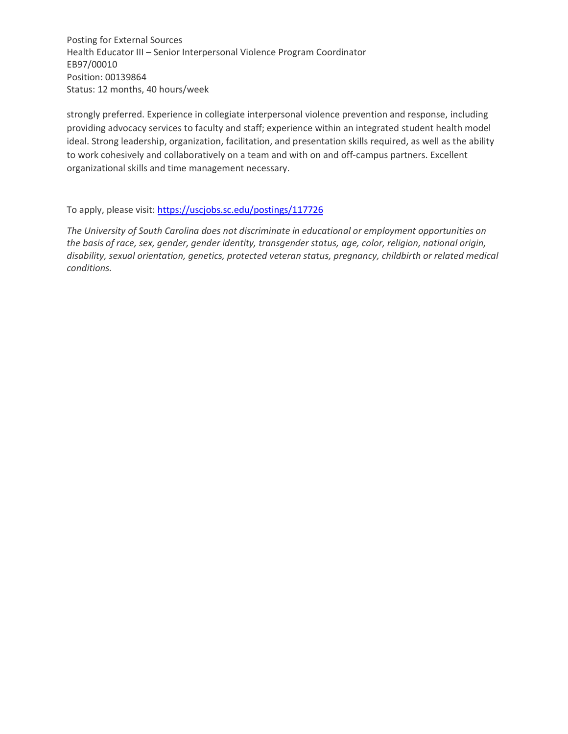strongly preferred. Experience in collegiate interpersonal violence prevention and response, including providing advocacy services to faculty and staff; experience within an integrated student health model ideal. Strong leadership, organization, facilitation, and presentation skills required, as well as the ability to work cohesively and collaboratively on a team and with on and off-campus partners. Excellent organizational skills and time management necessary.

To apply, please visit: [https://uscjobs.sc.edu/postings/117726](https://uscjobs.sc.edu/postings/117726)

*The University of South Carolina does not discriminate in educational or employment opportunities on the basis of race, sex, gender, gender identity, transgender status, age, color, religion, national origin, disability, sexual orientation, genetics, protected veteran status, pregnancy, childbirth or related medical conditions.*